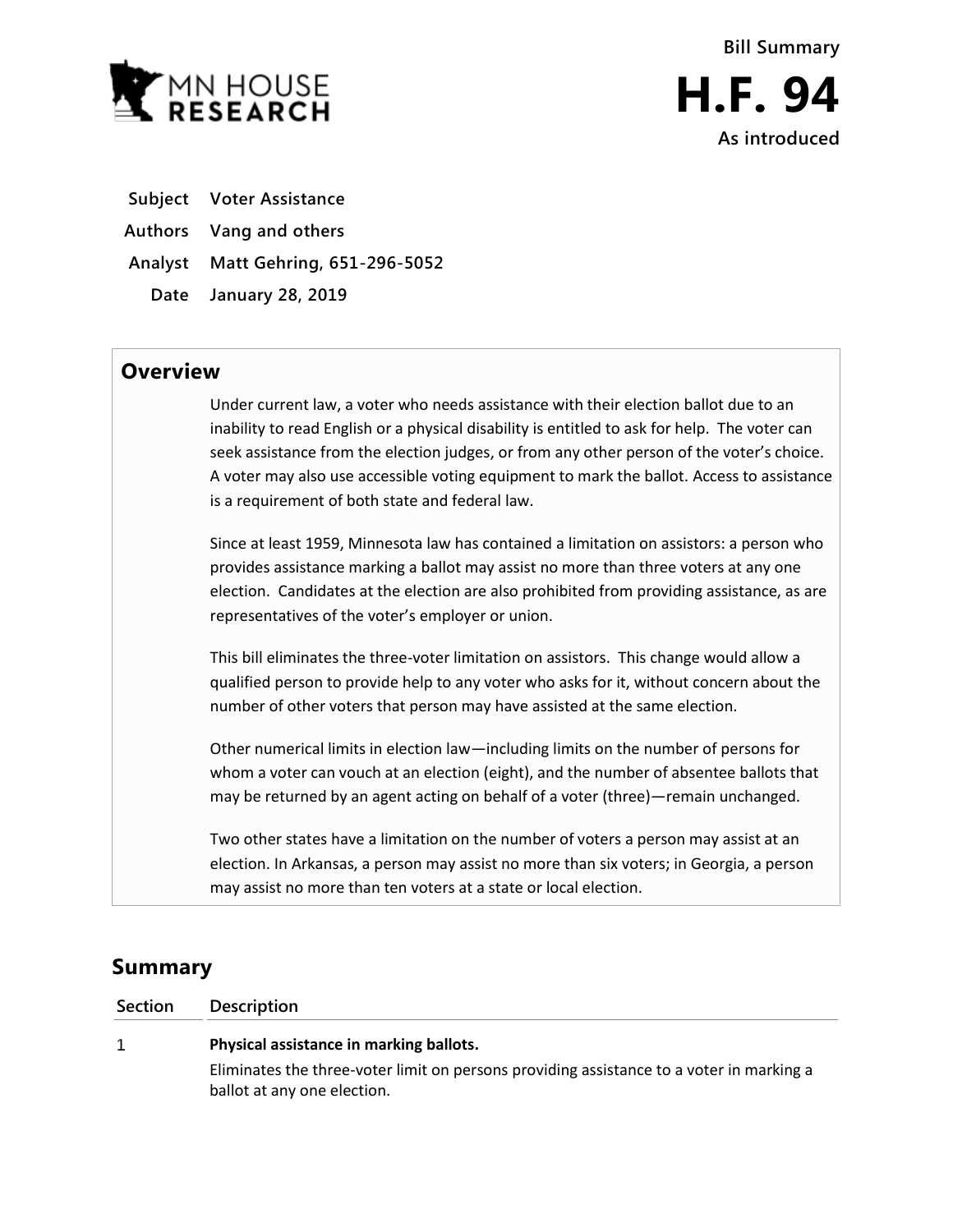Bill Summary

# H.F. 94

As introduced

| | |
|---|---|
| **Subject** | **Voter Assistance** |
| **Authors** | **Vang and others** |
| **Analyst** | **Matt Gehring, 651-296-5052** |
| **Date** | **January 28, 2019** |

## Overview

Under current law, a voter who needs assistance with their election ballot due to an inability to read English or a physical disability is entitled to ask for help. The voter can seek assistance from the election judges, or from any other person of the voter's choice. A voter may also use accessible voting equipment to mark the ballot. Access to assistance is a requirement of both state and federal law.

Since at least 1959, Minnesota law has contained a limitation on assistors: a person who provides assistance marking a ballot may assist no more than three voters at any one election. Candidates at the election are also prohibited from providing assistance, as are representatives of the voter's employer or union.

This bill eliminates the three-voter limitation on assistors. This change would allow a qualified person to provide help to any voter who asks for it, without concern about the number of other voters that person may have assisted at the same election.

Other numerical limits in election law—including limits on the number of persons for whom a voter can vouch at an election (eight), and the number of absentee ballots that may be returned by an agent acting on behalf of a voter (three)—remain unchanged.

Two other states have a limitation on the number of voters a person may assist at an election. In Arkansas, a person may assist no more than six voters; in Georgia, a person may assist no more than ten voters at a state or local election.

## Summary

| Section | Description |
|---|---|
| 1 | **Physical assistance in marking ballots.** Eliminates the three-voter limit on persons providing assistance to a voter in marking a ballot at any one election. |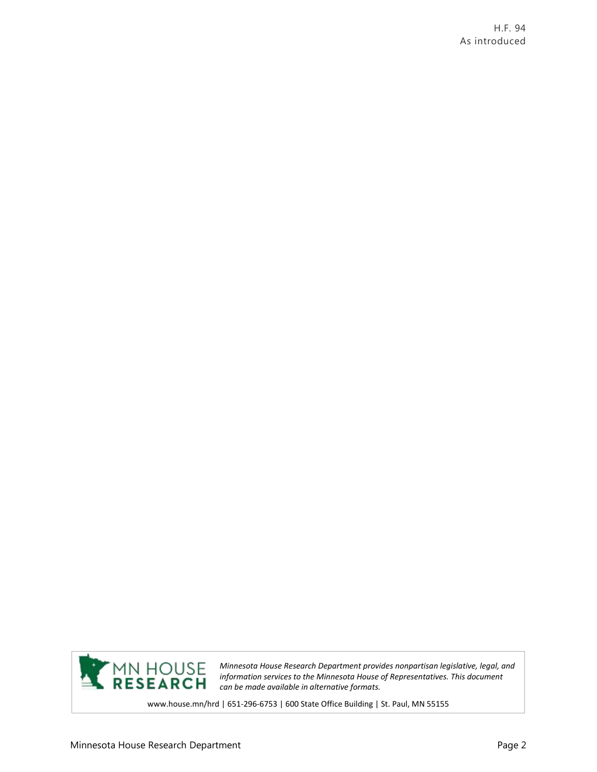MN HOUSE RESEARCH

*Minnesota House Research Department provides nonpartisan legislative, legal, and information services to the Minnesota House of Representatives. This document can be made available in alternative formats.*

www.house.mn/hrd | 651-296-6753 | 600 State Office Building | St. Paul, MN 55155